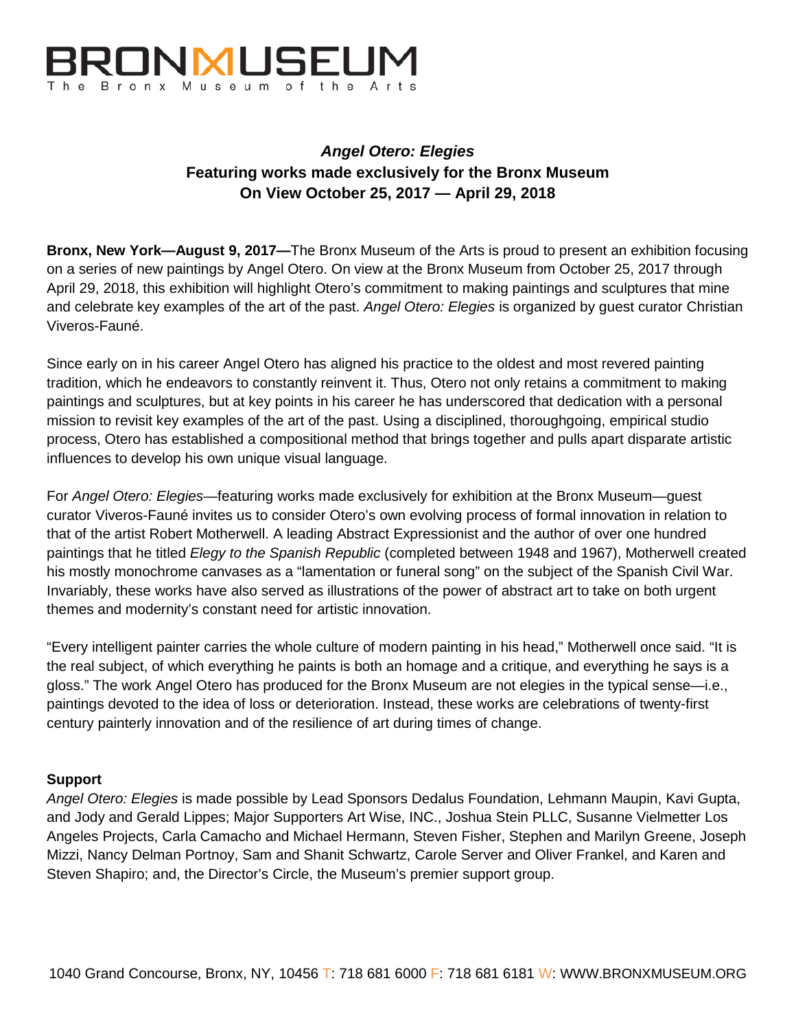BRONXMUSEUM
The Bronx Museum of the Arts

# *Angel Otero: Elegies*
## Featuring works made exclusively for the Bronx Museum
## On View October 25, 2017 — April 29, 2018

**Bronx, New York—August 9, 2017—**The Bronx Museum of the Arts is proud to present an exhibition focusing on a series of new paintings by Angel Otero. On view at the Bronx Museum from October 25, 2017 through April 29, 2018, this exhibition will highlight Otero's commitment to making paintings and sculptures that mine and celebrate key examples of the art of the past. *Angel Otero: Elegies* is organized by guest curator Christian Viveros-Fauné.

Since early on in his career Angel Otero has aligned his practice to the oldest and most revered painting tradition, which he endeavors to constantly reinvent it. Thus, Otero not only retains a commitment to making paintings and sculptures, but at key points in his career he has underscored that dedication with a personal mission to revisit key examples of the art of the past. Using a disciplined, thoroughgoing, empirical studio process, Otero has established a compositional method that brings together and pulls apart disparate artistic influences to develop his own unique visual language.

For *Angel Otero: Elegies*—featuring works made exclusively for exhibition at the Bronx Museum—guest curator Viveros-Fauné invites us to consider Otero's own evolving process of formal innovation in relation to that of the artist Robert Motherwell. A leading Abstract Expressionist and the author of over one hundred paintings that he titled *Elegy to the Spanish Republic* (completed between 1948 and 1967), Motherwell created his mostly monochrome canvases as a "lamentation or funeral song" on the subject of the Spanish Civil War. Invariably, these works have also served as illustrations of the power of abstract art to take on both urgent themes and modernity's constant need for artistic innovation.

"Every intelligent painter carries the whole culture of modern painting in his head," Motherwell once said. "It is the real subject, of which everything he paints is both an homage and a critique, and everything he says is a gloss." The work Angel Otero has produced for the Bronx Museum are not elegies in the typical sense—i.e., paintings devoted to the idea of loss or deterioration. Instead, these works are celebrations of twenty-first century painterly innovation and of the resilience of art during times of change.

**Support**
*Angel Otero: Elegies* is made possible by Lead Sponsors Dedalus Foundation, Lehmann Maupin, Kavi Gupta, and Jody and Gerald Lippes; Major Supporters Art Wise, INC., Joshua Stein PLLC, Susanne Vielmetter Los Angeles Projects, Carla Camacho and Michael Hermann, Steven Fisher, Stephen and Marilyn Greene, Joseph Mizzi, Nancy Delman Portnoy, Sam and Shanit Schwartz, Carole Server and Oliver Frankel, and Karen and Steven Shapiro; and, the Director's Circle, the Museum's premier support group.

1040 Grand Concourse, Bronx, NY, 10456 T: 718 681 6000 F: 718 681 6181 W: WWW.BRONXMUSEUM.ORG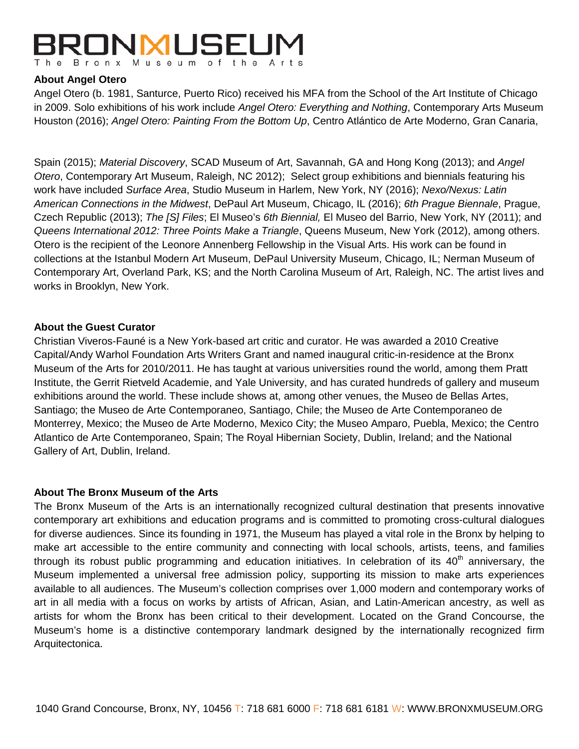### About Angel Otero

Angel Otero (b. 1981, Santurce, Puerto Rico) received his MFA from the School of the Art Institute of Chicago in 2009. Solo exhibitions of his work include *Angel Otero: Everything and Nothing*, Contemporary Arts Museum Houston (2016); *Angel Otero: Painting From the Bottom Up*, Centro Atlántico de Arte Moderno, Gran Canaria, Spain (2015); *Material Discovery*, SCAD Museum of Art, Savannah, GA and Hong Kong (2013); and *Angel Otero*, Contemporary Art Museum, Raleigh, NC 2012); Select group exhibitions and biennials featuring his work have included *Surface Area*, Studio Museum in Harlem, New York, NY (2016); *Nexo/Nexus: Latin American Connections in the Midwest*, DePaul Art Museum, Chicago, IL (2016); *6th Prague Biennale*, Prague, Czech Republic (2013); *The [S] Files*; El Museo's *6th Biennial,* El Museo del Barrio, New York, NY (2011); and *Queens International 2012: Three Points Make a Triangle*, Queens Museum, New York (2012), among others. Otero is the recipient of the Leonore Annenberg Fellowship in the Visual Arts. His work can be found in collections at the Istanbul Modern Art Museum, DePaul University Museum, Chicago, IL; Nerman Museum of Contemporary Art, Overland Park, KS; and the North Carolina Museum of Art, Raleigh, NC. The artist lives and works in Brooklyn, New York.

### About the Guest Curator

Christian Viveros-Fauné is a New York-based art critic and curator. He was awarded a 2010 Creative Capital/Andy Warhol Foundation Arts Writers Grant and named inaugural critic-in-residence at the Bronx Museum of the Arts for 2010/2011. He has taught at various universities round the world, among them Pratt Institute, the Gerrit Rietveld Academie, and Yale University, and has curated hundreds of gallery and museum exhibitions around the world. These include shows at, among other venues, the Museo de Bellas Artes, Santiago; the Museo de Arte Contemporaneo, Santiago, Chile; the Museo de Arte Contemporaneo de Monterrey, Mexico; the Museo de Arte Moderno, Mexico City; the Museo Amparo, Puebla, Mexico; the Centro Atlantico de Arte Contemporaneo, Spain; The Royal Hibernian Society, Dublin, Ireland; and the National Gallery of Art, Dublin, Ireland.

### About The Bronx Museum of the Arts

The Bronx Museum of the Arts is an internationally recognized cultural destination that presents innovative contemporary art exhibitions and education programs and is committed to promoting cross-cultural dialogues for diverse audiences. Since its founding in 1971, the Museum has played a vital role in the Bronx by helping to make art accessible to the entire community and connecting with local schools, artists, teens, and families through its robust public programming and education initiatives. In celebration of its 40th anniversary, the Museum implemented a universal free admission policy, supporting its mission to make arts experiences available to all audiences. The Museum's collection comprises over 1,000 modern and contemporary works of art in all media with a focus on works by artists of African, Asian, and Latin-American ancestry, as well as artists for whom the Bronx has been critical to their development. Located on the Grand Concourse, the Museum's home is a distinctive contemporary landmark designed by the internationally recognized firm Arquitectonica.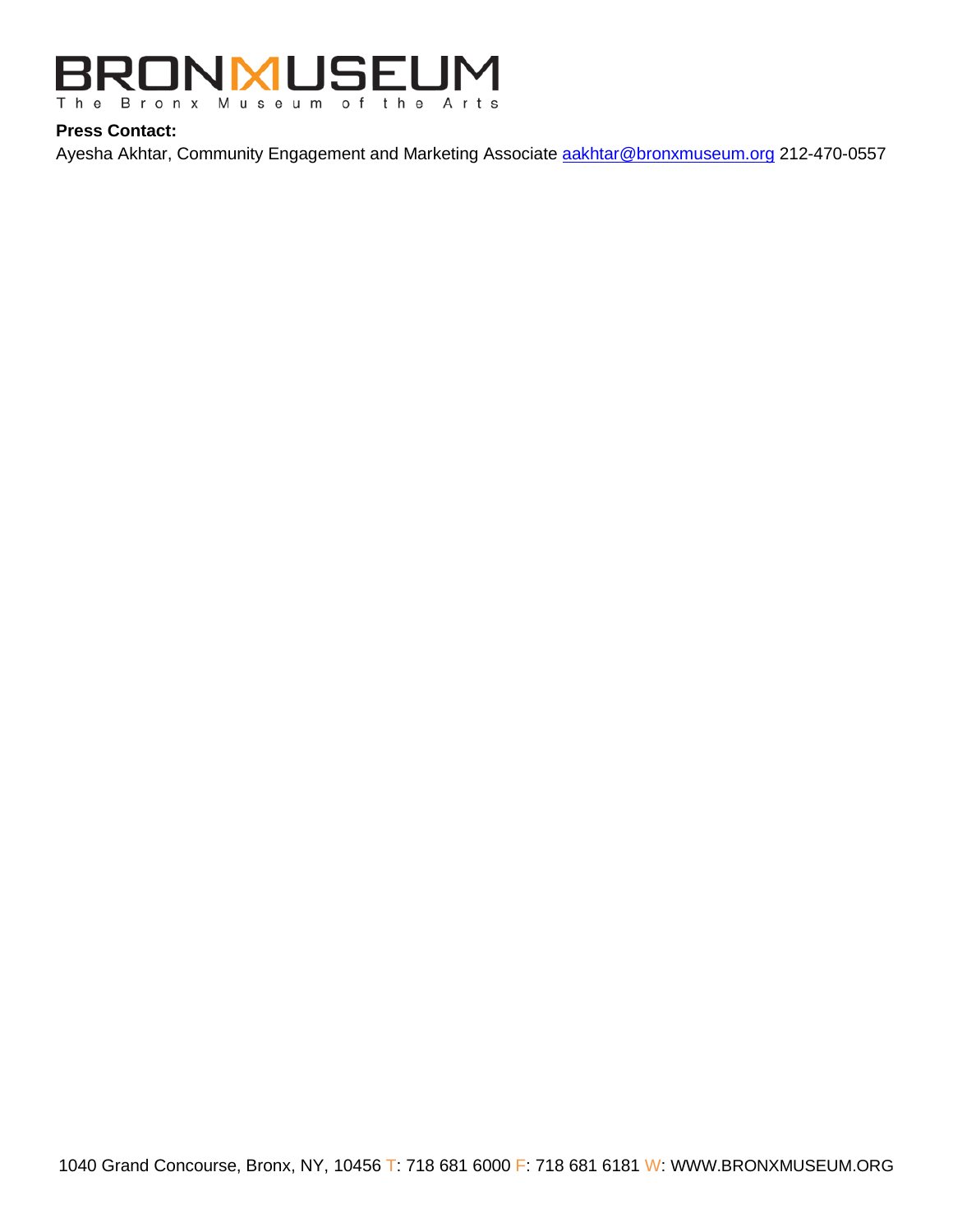**BRONXMUSEUM**
The Bronx Museum of the Arts

**Press Contact:**
Ayesha Akhtar, Community Engagement and Marketing Associate aakhtar@bronxmuseum.org 212-470-0557

1040 Grand Concourse, Bronx, NY, 10456 T: 718 681 6000 F: 718 681 6181 W: WWW.BRONXMUSEUM.ORG